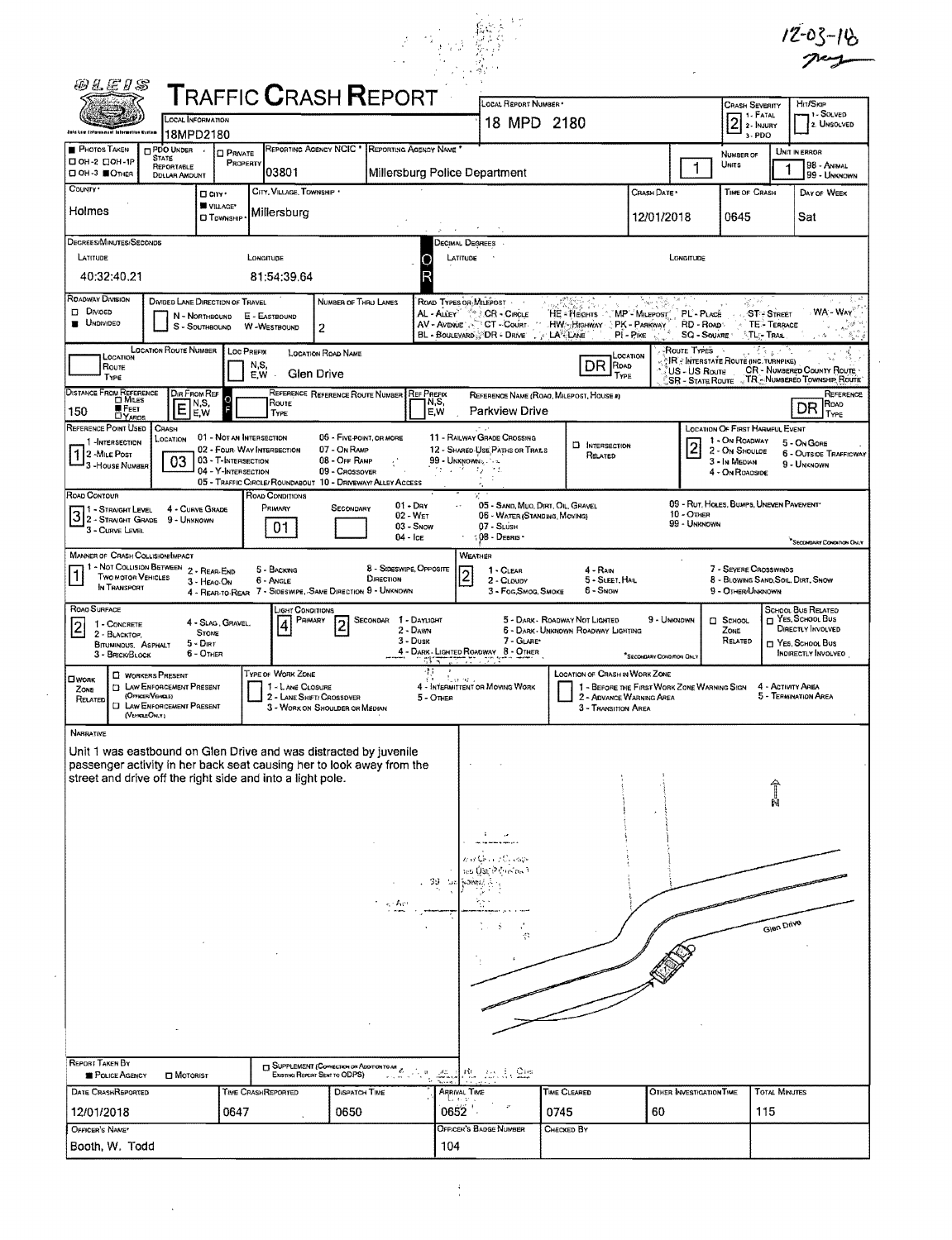12-03-18

# TRAFFIC CRASH REPORT

OLEIS

| Local Information | Local Report Number | Crash Severity | Hit/Skip |
|---|---|---|---|
| 18MPD2180 | 18 MPD 2180 | 2 (1 - Fatal, 2 - Injury, 3 - PDO) | 1 - Solved, 2 - Unsolved |

| Photos Taken | PDO Under State Reportable Dollar Amount | Private Property | Reporting Agency NCIC | Reporting Agency Name | Number of Units | Unit in Error |
|---|---|---|---|---|---|---|
| OH-3 / ■ Other | | | 03801 | Millersburg Police Department | 1 | 1 |

| County | City, Village, Township | Crash Date | Time of Crash | Day of Week |
|---|---|---|---|---|
| Holmes | ■ Village: Millersburg | 12/01/2018 | 0645 | Sat |

**Degrees/Minutes/Seconds**

| Latitude | Longitude |
|---|---|
| 40:32:40.21 | 81:54:39.64 |

**Decimal Degrees:** Latitude: — Longitude: —

| Roadway Division | Divided Lane Direction of Travel | Number of Thru Lanes |
|---|---|---|
| ■ Undivided | | 2 |

| Location Route Number | Loc Prefix | Location Road Name | Location Road Type |
|---|---|---|---|
| | E,W | Glen Drive | DR |

| Distance From Reference | Dir From Ref | Reference Route | Reference Route Number | Ref Prefix | Reference Name | Reference Road Type |
|---|---|---|---|---|---|---|
| 150 ■ Feet | E | | | | Parkview Drive | DR |

| Reference Point Used | Crash Location | Location of First Harmful Event |
|---|---|---|
| 1 (2 - Mile Post) | 03 (03 - T-Intersection) | 2 (2 - On Shoulder) |

| Road Contour | Road Conditions Primary | Road Conditions Secondary |
|---|---|---|
| 3 (3 - Curve Level) | 01 (01 - Dry) | |

| Manner of Crash Collision/Impact | Weather |
|---|---|
| 1 (1 - Not Collision Between Two Motor Vehicles in Transport) | 2 (2 - Cloudy) |

| Road Surface | Light Conditions Primary | Light Conditions Secondary | School Zone Related | School Bus Related |
|---|---|---|---|---|
| 2 (2 - Blacktop, Bituminous, Asphalt) | 4 (4 - Dark - Lighted Roadway) | 2 (2 - Dawn) | | |

**Work Zone Related:** —

## Narrative

Unit 1 was eastbound on Glen Drive and was distracted by juvenile passenger activity in her back seat causing her to look away from the street and drive off the right side and into a light pole.

Glen Drive

N

**Report Taken By:** ■ Police Agency

| Date Crash Reported | Time Crash Reported | Dispatch Time | Arrival Time | Time Cleared | Other Investigation Time | Total Minutes |
|---|---|---|---|---|---|---|
| 12/01/2018 | 0647 | 0650 | 0652 | 0745 | 60 | 115 |

| Officer's Name | Officer's Badge Number | Checked By |
|---|---|---|
| Booth, W. Todd | 104 | |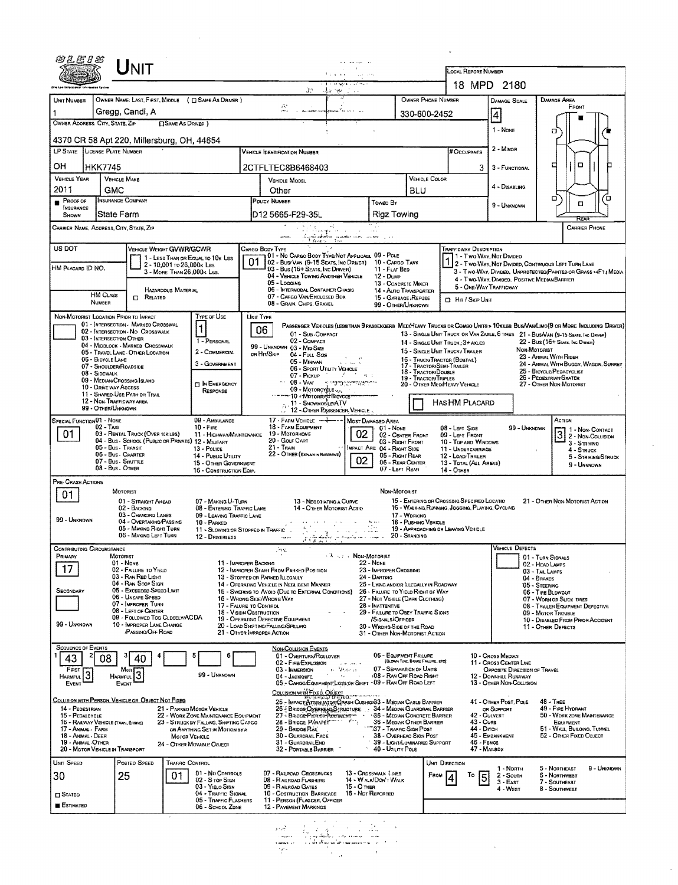# UNIT

**LOCAL REPORT NUMBER:** 18 MPD 2180

| UNIT NUMBER | OWNER NAME: LAST, FIRST, MIDDLE ( ☐ SAME AS DRIVER ) | OWNER PHONE NUMBER | DAMAGE SCALE | DAMAGE AREA |
|---|---|---|---|---|
| 1 | Gregg, Candi, A | 330-600-2452 | 4 | FRONT |

**OWNER ADDRESS: CITY, STATE, ZIP** ( ☐ SAME AS DRIVER ): 4370 CR 58 Apt 220, Millersburg, OH, 44654

DAMAGE SCALE: 1 - NONE, 2 - MINOR, 3 - FUNCTIONAL, 4 - DISABLING, 9 - UNKNOWN

| LP STATE | LICENSE PLATE NUMBER | VEHICLE IDENTIFICATION NUMBER | # OCCUPANTS |
|---|---|---|---|
| OH | HKK7745 | 2CTFLTEC8B6468403 | 3 |

| VEHICLE YEAR | VEHICLE MAKE | VEHICLE MODEL | VEHICLE COLOR |
|---|---|---|---|
| 2011 | GMC | Other | BLU |

| ■ PROOF OF INSURANCE SHOWN | INSURANCE COMPANY | POLICY NUMBER | TOWED BY |
|---|---|---|---|
| | State Farm | D12 5665-F29-35L | Rigz Towing |

CARRIER NAME, ADDRESS, CITY, STATE, ZIP | CARRIER PHONE

US DOT | VEHICLE WEIGHT GVWR/GCWR: 1 - LESS THAN OR EQUAL TO 10K LBS; 2 - 10,001 TO 26,000K LBS; 3 - MORE THAN 26,000K LBS.

HM PLACARD ID NO. | HM CLASS NUMBER | HAZARDOUS MATERIAL ☐ RELATED

CARGO BODY TYPE: **01** — 01 - NO CARGO BODY TYPE/NOT APPLICABLE; 02 - BUS/VAN (9-15 SEATS, INC DRIVER); 03 - BUS (16+ SEATS, INC DRIVER); 04 - VEHICLE TOWING ANOTHER VEHICLE; 05 - LOGGING; 06 - INTERMODAL CONTAINER CHASSIS; 07 - CARGO VAN/ENCLOSED BOX; 08 - GRAIN, CHIPS, GRAVEL; 09 - POLE; 10 - CARGO TANK; 11 - FLAT BED; 12 - DUMP; 13 - CONCRETE MIXER; 14 - AUTO TRANSPORTER; 15 - GARBAGE/REFUSE; 99 - OTHER/UNKNOWN

TRAFFICWAY DESCRIPTION: **1** — 1 - TWO-WAY, NOT DIVIDED; 2 - TWO-WAY, NOT DIVIDED, CONTINUOUS LEFT TURN LANE; 3 - TWO-WAY, DIVIDED, UNPROTECTED (PAINTED OR GRASS >4FT.) MEDIA; 4 - TWO-WAY, DIVIDED, POSITIVE MEDIAN BARRIER; 5 - ONE-WAY TRAFFICWAY; ☐ HIT / SKIP UNIT

NON-MOTORIST LOCATION PRIOR TO IMPACT: 01 - INTERSECTION - MARKED CROSSWALK; 02 - INTERSECTION - NO CROSSWALK; 03 - INTERSECTION OTHER; 04 - MIDBLOCK - MARKED CROSSWALK; 05 - TRAVEL LANE - OTHER LOCATION; 06 - BICYCLE LANE; 07 - SHOULDER/ROADSIDE; 08 - SIDEWALK; 09 - MEDIAN/CROSSING ISLAND; 10 - DRIVE WAY ACCESS; 11 - SHARED-USE PATH OR TRAIL; 12 - NON-TRAFFICWAY AREA; 99 - OTHER/UNKNOWN

TYPE OF USE: **1** — 1 - PERSONAL; 2 - COMMERCIAL; 3 - GOVERNMENT; ☐ IN EMERGENCY RESPONSE

UNIT TYPE: **06** — PASSENGER VEHICLES (LESS THAN 9 PASSENGERS): 01 - SUB-COMPACT; 02 - COMPACT; 99 - UNKNOWN 03 - MID SIZE; OR HIT/SKIP 04 - FULL SIZE; 05 - MINIVAN; 06 - SPORT UTILITY VEHICLE; 07 - PICKUP; 08 - VAN; 09 - MOTORCYCLE; 10 - MOTORIZED BICYCLE; 11 - SNOWMOBILE/ATV; 12 - OTHER PASSENGER VEHICLE. MED/HEAVY TRUCKS OR COMBO UNITS > 10K LBS BUS/VAN/LIMO (9 OR MORE INCLUDING DRIVER): 13 - SINGLE UNIT TRUCK OR VAN 2AXLE, 6 TIRES; 14 - SINGLE UNIT TRUCK; 3+ AXLES; 15 - SINGLE UNIT TRUCK / TRAILER; 16 - TRUCK/TRACTOR (BOBTAIL); 17 - TRACTOR/SEMI-TRAILER; 18 - TRACTOR/DOUBLE; 19 - TRACTOR/TRIPLES; 20 - OTHER MED/HEAVY VEHICLE; 21 - BUS/VAN (9-15 SEATS, INC DRIVER); 22 - BUS (16+ SEATS, INC DRIVER). NON-MOTORIST: 23 - ANIMAL WITH RIDER; 24 - ANIMAL WITH BUGGY, WAGON, SURREY; 25 - BICYCLE/PEDACYCLIST; 26 - PEDESTRIAN/SKATER; 27 - OTHER NON-MOTORIST. ☐ HAS HM PLACARD

SPECIAL FUNCTION: **01** — 01 - NONE; 02 - TAXI; 03 - RENTAL TRUCK (OVER 10K LBS); 04 - BUS - SCHOOL (PUBLIC OR PRIVATE); 05 - BUS - TRANSIT; 06 - BUS - CHARTER; 07 - BUS - SHUTTLE; 08 - BUS - OTHER; 09 - AMBULANCE; 10 - FIRE; 11 - HIGHWAY/MAINTENANCE; 12 - MILITARY; 13 - POLICE; 14 - PUBLIC UTILITY; 15 - OTHER GOVERNMENT; 16 - CONSTRUCTION EQIP.; 17 - FARM VEHICLE; 18 - FARM EQUIPMENT; 19 - MOTORHOME; 20 - GOLF CART; 21 - TRAIN; 22 - OTHER (EXPLAIN IN NARRATIVE)

MOST DAMAGED AREA: **02**; IMPACT ARE: **02** — 01 - NONE; 02 - CENTER FRONT; 03 - RIGHT FRONT; 04 - RIGHT SIDE; 05 - RIGHT REAR; 06 - REAR CENTER; 07 - LEFT REAR; 08 - LEFT SIDE; 09 - LEFT FRONT; 10 - TOP AND WINDOWS; 11 - UNDERCARRIAGE; 12 - LOAD/TRAILER; 13 - TOTAL (ALL AREAS); 14 - OTHER; 99 - UNKNOWN

ACTION: **3** — 1 - NON-CONTACT; 2 - NON-COLLISION; 3 - STRIKING; 4 - STRUCK; 5 - STRIKING/STRUCK; 9 - UNKNOWN

PRE-CRASH ACTIONS: **01** — MOTORIST: 01 - STRAIGHT AHEAD; 02 - BACKING; 03 - CHANGING LANES; 04 - OVERTAKING/PASSING; 05 - MAKING RIGHT TURN; 06 - MAKING LEFT TURN; 07 - MAKING U-TURN; 08 - ENTERING TRAFFIC LANE; 09 - LEAVING TRAFFIC LANE; 10 - PARKED; 11 - SLOWING OR STOPPED IN TRAFFIC; 12 - DRIVERLESS; 13 - NEGOTIATING A CURVE; 14 - OTHER MOTORIST ACTIO; 99 - UNKNOWN. NON-MOTORIST: 15 - ENTERING OR CROSSING SPECIFIED LOCATIO; 16 - WALKING, RUNNING, JOGGING, PLAYING, CYCLING; 17 - WORKING; 18 - PUSHING VEHICLE; 19 - APPROACHING OR LEAVING VEHICLE; 20 - STANDING; 21 - OTHER NON-MOTORIST ACTION

CONTRIBUTING CIRCUMSTANCE: PRIMARY **17**; SECONDARY (blank) — MOTORIST: 01 - NONE; 02 - FAILURE TO YIELD; 03 - RAN RED LIGHT; 04 - RAN STOP SIGN; 05 - EXCEEDED SPEED LIMIT; 06 - UNSAFE SPEED; 07 - IMPROPER TURN; 08 - LEFT OF CENTER; 09 - FOLLOWED TOO CLOSELY/ACDA; 10 - IMPROPER LANE CHANGE /PASSING/OFF ROAD; 11 - IMPROPER BACKING; 12 - IMPROPER START FROM PARKED POSITION; 13 - STOPPED OR PARKED ILLEGALLY; 14 - OPERATING VEHICLE IN NEGLIGENT MANNER; 15 - SWERING TO AVOID (DUE TO EXTERNAL CONDITIONS); 16 - WRONG SIDE/WRONG WAY; 17 - FAILURE TO CONTROL; 18 - VISION OBSTRUCTION; 19 - OPERATING DEFECTIVE EQUIPMENT; 20 - LOAD SHIFTING/FALLING/SPILLING; 21 - OTHER IMPROPER ACTION; 99 - UNKNOWN. NON-MOTORIST: 22 - NONE; 23 - IMPROPER CROSSING; 24 - DARTING; 25 - LYING AND/OR ILLEGALLY IN ROADWAY; 26 - FAILURE TO YIELD RIGHT OF WAY; 27 - NOT VISIBLE (DARK CLOTHING); 28 - INATTENTIVE; 29 - FAILURE TO OBEY TRAFFIC SIGNS /SIGNALS/OFFICER; 30 - WRONG SIDE OF THE ROAD; 31 - OTHER NON-MOTORIST ACTION

VEHICLE DEFECTS: 01 - TURN SIGNALS; 02 - HEAD LAMPS; 03 - TAIL LAMPS; 04 - BRAKES; 05 - STEERING; 06 - TIRE BLOWOUT; 07 - WORN OR SLICK TIRES; 08 - TRAILER EQUIPMENT DEFECTIVE; 09 - MOTOR TROUBLE; 10 - DISABLED FROM PRIOR ACCIDENT; 11 - OTHER DEFECTS

SEQUENCE OF EVENTS: 1: **43**; 2: **08**; 3: **40**; 4: ; 5: ; 6: — FIRST HARMFUL EVENT: **3**; MOST HARMFUL EVENT: **3**; 99 - UNKNOWN

NON-COLLISION EVENTS: 01 - OVERTURN/ROLLOVER; 02 - FIRE/EXPLOSION; 03 - IMMERSION; 04 - JACKKNIFE; 05 - CARGO/EQUIPMENT LOSS OR SHIFT; 06 - EQUIPMENT FAILURE (BLOWN TIRE, BRAKE FAILURE, ETC); 07 - SEPARATION OF UNITS; 08 - RAN OFF ROAD RIGHT; 09 - RAN OFF ROAD LEFT; 10 - CROSS MEDIAN; 11 - CROSS CENTER LINE OPPOSITE DIRECTION OF TRAVEL; 12 - DOWNHILL RUNAWAY; 13 - OTHER NON-COLLISION

COLLISION WITH PERSON, VEHICLE OR OBJECT NOT FIXED: 14 - PEDESTRIAN; 15 - PEDALCYCLE; 16 - RAILWAY VEHICLE (TRAIN, ENGINE); 17 - ANIMAL - FARM; 18 - ANIMAL - DEER; 19 - ANIMAL - OTHER; 20 - MOTOR VEHICLE IN TRANSPORT; 21 - PARKED MOTOR VEHICLE; 22 - WORK ZONE MAINTENANCE EQUIPMENT; 23 - STRUCK BY FALLING, SHIFTING CARGO OR ANYTHING SET IN MOTION BY A MOTOR VEHICLE; 24 - OTHER MOVABLE OBJECT

COLLISION WITH FIXED, OBJECT: 25 - IMPACT ATTENUATOR/CRASH CUSHION; 26 - BRIDGE OVERHEAD STRUCTURE; 27 - BRIDGE PIER OR ABUTMENT; 28 - BRIDGE PARAPET; 29 - BRIDGE RAIL; 30 - GUARDRAIL FACE; 31 - GUARDRAIL END; 32 - PORTABLE BARRIER; 33 - MEDIAN CABLE BARRIER; 34 - MEDIAN GUARDRAIL BARRIER; 35 - MEDIAN CONCRETE BARRIER; 36 - MEDIAN OTHER BARRIER; 37 - TRAFFIC SIGN POST; 38 - OVERHEAD SIGN POST; 39 - LIGHT/LUMINARIES SUPPORT; 40 - UTILITY POLE; 41 - OTHER POST, POLE OR SUPPORT; 42 - CULVERT; 43 - CURB; 44 - DITCH; 45 - EMBANKMENT; 46 - FENCE; 47 - MAILBOX; 48 - TREE; 49 - FIRE HYDRANT; 50 - WORK ZONE MAINTENANCE EQUIPMENT; 51 - WALL, BUILDING, TUNNEL; 52 - OTHER FIXED OBJECT

| UNIT SPEED | POSTED SPEED | TRAFFIC CONTROL | UNIT DIRECTION |
|---|---|---|---|
| 30 | 25 | 01 | FROM 4 TO 5 |

■ ESTIMATED; ☐ STATED

TRAFFIC CONTROL: 01 - NO CONTROLS; 02 - STOP SIGN; 03 - YIELD SIGN; 04 - TRAFFIC SIGNAL; 05 - TRAFFIC FLASHERS; 06 - SCHOOL ZONE; 07 - RAILROAD CROSSBUCKS; 08 - RAILROAD FLASHERS; 09 - RAILROAD GATES; 10 - CONSTRUCTION BARRICADE; 11 - PERSON (FLAGGER, OFFICER); 12 - PAVEMENT MARKINGS; 13 - CROSSWALK LINES; 14 - WALK/DON'T WALK; 15 - OTHER; 16 - NOT REPORTED

UNIT DIRECTION: 1 - NORTH; 2 - SOUTH; 3 - EAST; 4 - WEST; 5 - NORTHEAST; 6 - NORTHWEST; 7 - SOUTHEAST; 8 - SOUTHWEST; 9 - UNKNOWN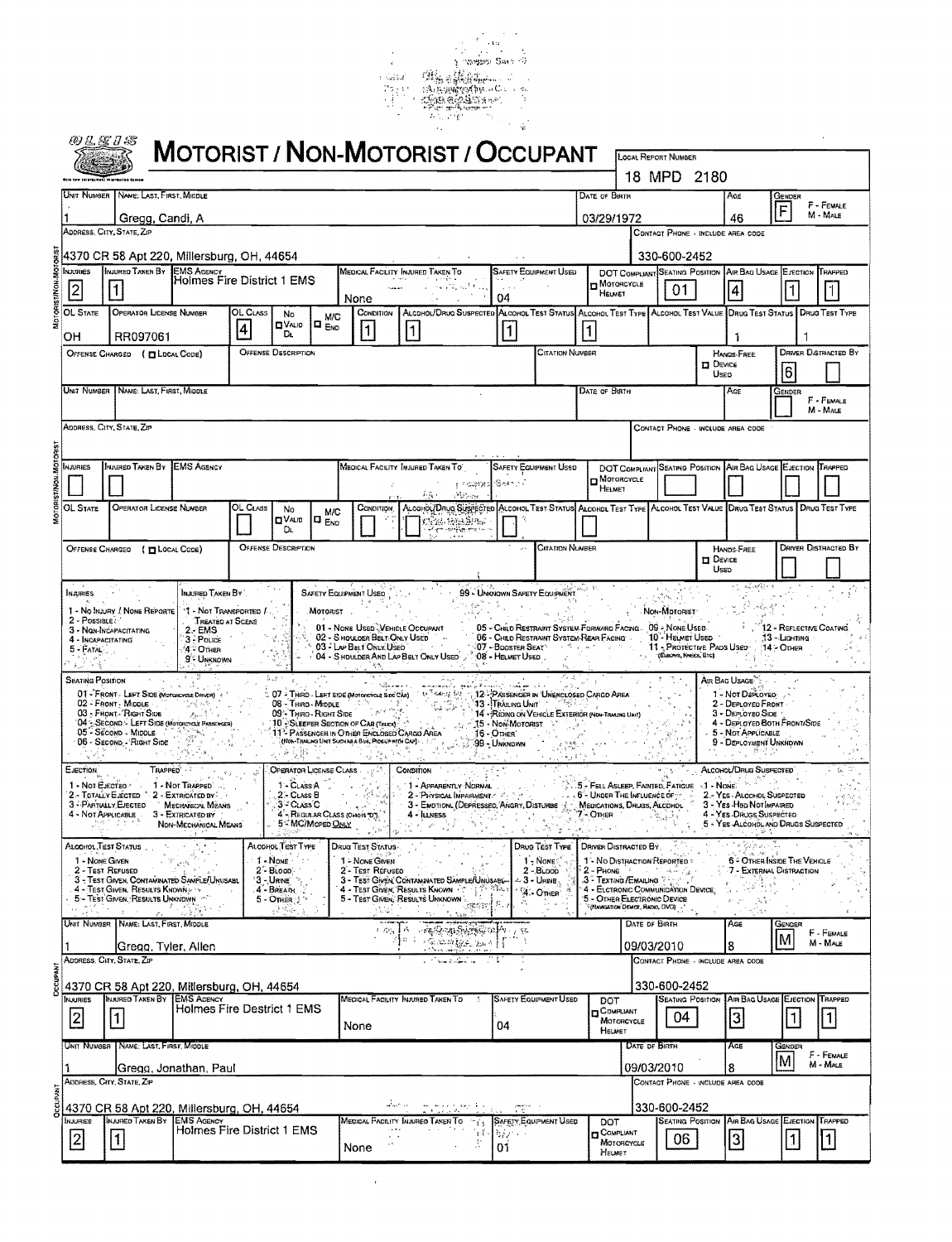# MOTORIST / NON-MOTORIST / OCCUPANT

OLEIS

| LOCAL REPORT NUMBER |
|---|
| 18 MPD 2180 |

## MOTORIST/NON-MOTORIST

| UNIT NUMBER | NAME: LAST, FIRST, MIDDLE | | DATE OF BIRTH | AGE | GENDER (F - FEMALE, M - MALE) |
|---|---|---|---|---|---|
| 1 | Gregg, Candi, A | | 03/29/1972 | 46 | F |

| ADDRESS, CITY, STATE, ZIP | CONTACT PHONE - INCLUDE AREA CODE |
|---|---|
| 4370 CR 58 Apt 220, Millersburg, OH, 44654 | 330-600-2452 |

| INJURIES | INJURED TAKEN BY | EMS AGENCY | MEDICAL FACILITY INJURED TAKEN TO | SAFETY EQUIPMENT USED | DOT COMPLIANT MOTORCYCLE HELMET | SEATING POSITION | AIR BAG USAGE | EJECTION | TRAPPED |
|---|---|---|---|---|---|---|---|---|---|
| 2 | 1 | Holmes Fire District 1 EMS | None | 04 | | 01 | 4 | 1 | 1 |

| OL STATE | OPERATOR LICENSE NUMBER | OL CLASS | NO VALID DL | M/C END | CONDITION | ALCOHOL/DRUG SUSPECTED | ALCOHOL TEST STATUS | ALCOHOL TEST TYPE | ALCOHOL TEST VALUE | DRUG TEST STATUS | DRUG TEST TYPE |
|---|---|---|---|---|---|---|---|---|---|---|---|
| OH | RR097061 | 4 | | | 1 | 1 | 1 | 1 | | 1 | 1 |

| OFFENSE CHARGED (LOCAL CODE) | OFFENSE DESCRIPTION | CITATION NUMBER | HANDS-FREE DEVICE USED | DRIVER DISTRACTED BY |
|---|---|---|---|---|
| | | | | 6 |

## MOTORIST/NON-MOTORIST

| UNIT NUMBER | NAME: LAST, FIRST, MIDDLE | DATE OF BIRTH | AGE | GENDER (F - FEMALE, M - MALE) |
|---|---|---|---|---|
| | | | | |

| ADDRESS, CITY, STATE, ZIP | CONTACT PHONE - INCLUDE AREA CODE |
|---|---|
| | |

| INJURIES | INJURED TAKEN BY | EMS AGENCY | MEDICAL FACILITY INJURED TAKEN TO | SAFETY EQUIPMENT USED | DOT COMPLIANT MOTORCYCLE HELMET | SEATING POSITION | AIR BAG USAGE | EJECTION | TRAPPED |
|---|---|---|---|---|---|---|---|---|---|
| | | | | | | | | | |

| OL STATE | OPERATOR LICENSE NUMBER | OL CLASS | NO VALID DL | M/C END | CONDITION | ALCOHOL/DRUG SUSPECTED | ALCOHOL TEST STATUS | ALCOHOL TEST TYPE | ALCOHOL TEST VALUE | DRUG TEST STATUS | DRUG TEST TYPE |
|---|---|---|---|---|---|---|---|---|---|---|---|
| | | | | | | | | | | | |

| OFFENSE CHARGED (LOCAL CODE) | OFFENSE DESCRIPTION | CITATION NUMBER | HANDS-FREE DEVICE USED | DRIVER DISTRACTED BY |
|---|---|---|---|---|
| | | | | |

## Codes

**INJURIES:** 1 - NO INJURY / NONE REPORTED; 2 - POSSIBLE; 3 - NON-INCAPACITATING; 4 - INCAPACITATING; 5 - FATAL

**INJURED TAKEN BY:** 1 - NOT TRANSPORTED / TREATED AT SCENE; 2 - EMS; 3 - POLICE; 4 - OTHER; 9 - UNKNOWN

**SAFETY EQUIPMENT USED:**
- MOTORIST: 01 - NONE USED - VEHICLE OCCUPANT; 02 - SHOULDER BELT ONLY USED; 03 - LAP BELT ONLY USED; 04 - SHOULDER AND LAP BELT ONLY USED
- 99 - UNKNOWN SAFETY EQUIPMENT; 05 - CHILD RESTRAINT SYSTEM-FORWARD FACING; 06 - CHILD RESTRAINT SYSTEM-REAR FACING; 07 - BOOSTER SEAT; 08 - HELMET USED
- NON-MOTORIST: 09 - NONE USED; 10 - HELMET USED; 11 - PROTECTIVE PADS USED (ELBOWS, KNEES, ETC); 12 - REFLECTIVE COATING; 13 - LIGHTING; 14 - OTHER

**SEATING POSITION:** 01 - FRONT - LEFT SIDE (MOTORCYCLE DRIVER); 02 - FRONT - MIDDLE; 03 - FRONT - RIGHT SIDE; 04 - SECOND - LEFT SIDE (MOTORCYCLE PASSENGER); 05 - SECOND - MIDDLE; 06 - SECOND - RIGHT SIDE; 07 - THIRD - LEFT SIDE (MOTORCYCLE SIDE CAR); 08 - THIRD - MIDDLE; 09 - THIRD - RIGHT SIDE; 10 - SLEEPER SECTION OF CAB (TRUCK); 11 - PASSENGER IN OTHER ENCLOSED CARGO AREA (NON-TRAILING UNIT SUCH AS A BUS, PICKUP WITH CAP); 12 - PASSENGER IN UNENCLOSED CARGO AREA; 13 - TRAILING UNIT; 14 - RIDING ON VEHICLE EXTERIOR (NON-TRAILING UNIT); 15 - NON-MOTORIST; 16 - OTHER; 99 - UNKNOWN

**AIR BAG USAGE:** 1 - NOT DEPLOYED; 2 - DEPLOYED FRONT; 3 - DEPLOYED SIDE; 4 - DEPLOYED BOTH FRONT/SIDE; 5 - NOT APPLICABLE; 9 - DEPLOYMENT UNKNOWN

**EJECTION:** 1 - NOT EJECTED; 2 - TOTALLY EJECTED; 3 - PARTIALLY EJECTED; 4 - NOT APPLICABLE

**TRAPPED:** 1 - NOT TRAPPED; 2 - EXTRICATED BY MECHANICAL MEANS; 3 - EXTRICATED BY NON-MECHANICAL MEANS

**OPERATOR LICENSE CLASS:** 1 - CLASS A; 2 - CLASS B; 3 - CLASS C; 4 - REGULAR CLASS (OHIO'S "D"); 5 - MC/MOPED ONLY

**CONDITION:** 1 - APPARENTLY NORMAL; 2 - PHYSICAL IMPAIRMENT; 3 - EMOTIONL (DEPRESSED, ANGRY, DISTURBE; 4 - ILLNESS; 5 - FELL ASLEEP, FAINTED, FATIGUE; 6 - UNDER THE INFLUENCE OF MEDICATIONS, DRUGS, ALCOHOL; 7 - OTHER

**ALCOHOL/DRUG SUSPECTED:** 1 - NONE; 2 - YES - ALCOHOL SUSPECTED; 3 - YES - HBD NOT IMPAIRED; 4 - YES - DRUGS SUSPECTED; 5 - YES - ALCOHOL AND DRUGS SUSPECTED

**ALCOHOL TEST STATUS:** 1 - NONE GIVEN; 2 - TEST REFUSED; 3 - TEST GIVEN, CONTAMINATED SAMPLE/UNUSABL; 4 - TEST GIVEN, RESULTS KNOWN; 5 - TEST GIVEN, RESULTS UNKNOWN

**ALCOHOL TEST TYPE:** 1 - NONE; 2 - BLOOD; 3 - URINE; 4 - BREATH; 5 - OTHER

**DRUG TEST STATUS:** 1 - NONE GIVEN; 2 - TEST REFUSED; 3 - TEST GIVEN, CONTAMINATED SAMPLE/UNUSABL; 4 - TEST GIVEN, RESULTS KNOWN; 5 - TEST GIVEN, RESULTS UNKNOWN

**DRUG TEST TYPE:** 1 - NONE; 2 - BLOOD; 3 - URINE; 4 - OTHER

**DRIVER DISTRACTED BY:** 1 - NO DISTRACTION REPORTED; 2 - PHONE; 3 - TEXTING / EMAILING; 4 - ELECTRONIC COMMUNICATION DEVICE; 5 - OTHER ELECTRONIC DEVICE (NAVIGATION DEVICE, RADIO, DVD); 6 - OTHER INSIDE THE VEHICLE; 7 - EXTERNAL DISTRACTION

## OCCUPANT

| UNIT NUMBER | NAME: LAST, FIRST, MIDDLE | DATE OF BIRTH | AGE | GENDER (F - FEMALE, M - MALE) |
|---|---|---|---|---|
| 1 | Gregg, Tyler, Allen | 09/03/2010 | 8 | M |

| ADDRESS, CITY, STATE, ZIP | CONTACT PHONE - INCLUDE AREA CODE |
|---|---|
| 4370 CR 58 Apt 220, Millersburg, OH, 44654 | 330-600-2452 |

| INJURIES | INJURED TAKEN BY | EMS AGENCY | MEDICAL FACILITY INJURED TAKEN TO | SAFETY EQUIPMENT USED | DOT COMPLIANT MOTORCYCLE HELMET | SEATING POSITION | AIR BAG USAGE | EJECTION | TRAPPED |
|---|---|---|---|---|---|---|---|---|---|
| 2 | 1 | Holmes Fire Destrict 1 EMS | None | 04 | | 04 | 3 | 1 | 1 |

## OCCUPANT

| UNIT NUMBER | NAME: LAST, FIRST, MIDDLE | DATE OF BIRTH | AGE | GENDER (F - FEMALE, M - MALE) |
|---|---|---|---|---|
| 1 | Gregg, Jonathan, Paul | 09/03/2010 | 8 | M |

| ADDRESS, CITY, STATE, ZIP | CONTACT PHONE - INCLUDE AREA CODE |
|---|---|
| 4370 CR 58 Apt 220, Millersburg, OH, 44654 | 330-600-2452 |

| INJURIES | INJURED TAKEN BY | EMS AGENCY | MEDICAL FACILITY INJURED TAKEN TO | SAFETY EQUIPMENT USED | DOT COMPLIANT MOTORCYCLE HELMET | SEATING POSITION | AIR BAG USAGE | EJECTION | TRAPPED |
|---|---|---|---|---|---|---|---|---|---|
| 2 | 1 | Holmes Fire District 1 EMS | None | 01 | | 06 | 3 | 1 | 1 |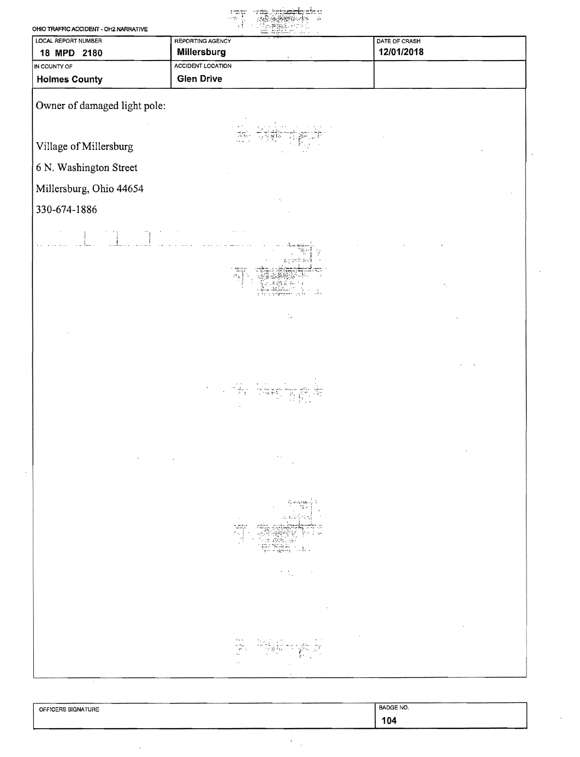OHIO TRAFFIC ACCIDENT - OH2 NARRATIVE

| LOCAL REPORT NUMBER | REPORTING AGENCY | DATE OF CRASH |
|---|---|---|
| 18 MPD 2180 | Millersburg | 12/01/2018 |
| **IN COUNTY OF** | **ACCIDENT LOCATION** | |
| Holmes County | Glen Drive | |

Owner of damaged light pole:

Village of Millersburg

6 N. Washington Street

Millersburg, Ohio 44654

330-674-1886

| OFFICERS SIGNATURE | BADGE NO. |
|---|---|
| | 104 |